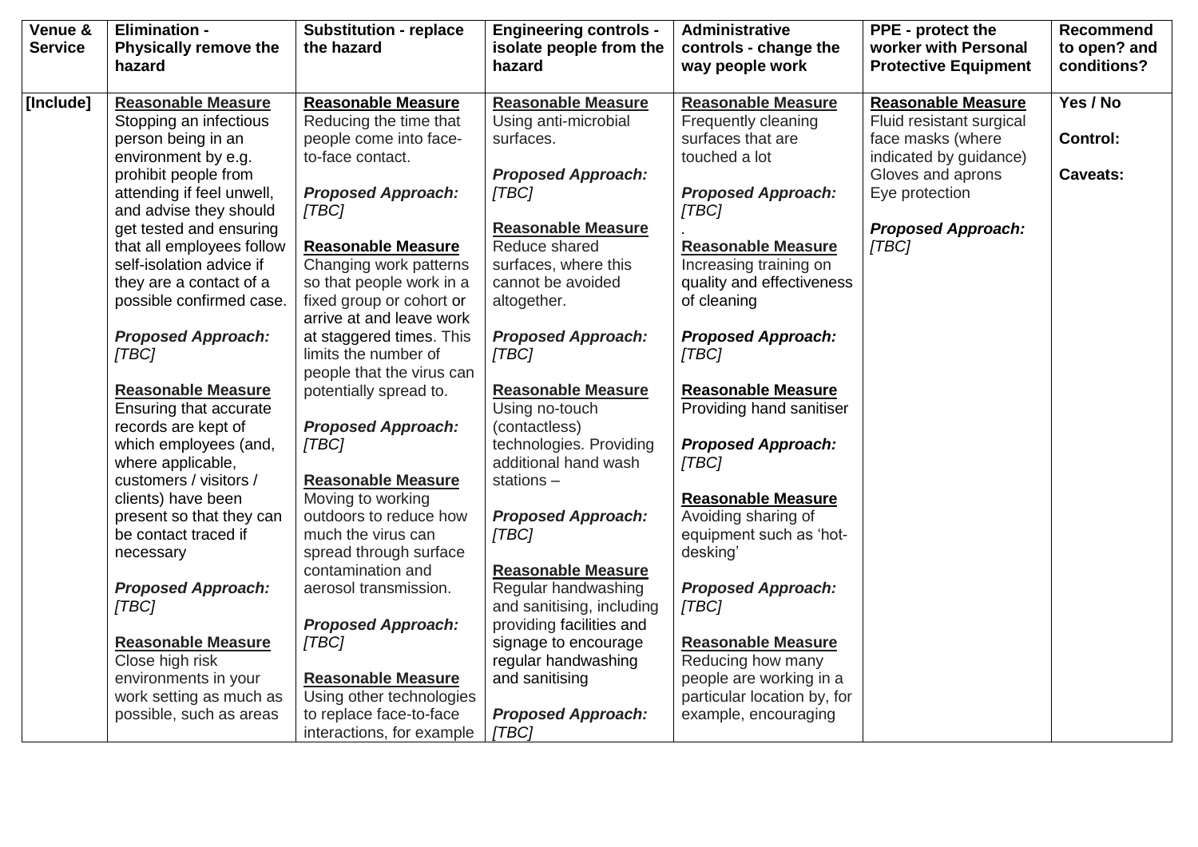| Venue & Service | Elimination - Physically remove the hazard | Substitution - replace the hazard | Engineering controls - isolate people from the hazard | Administrative controls - change the way people work | PPE - protect the worker with Personal Protective Equipment | Recommend to open? and conditions? |
|---|---|---|---|---|---|---|
| [Include] | <u>**Reasonable Measure**</u><br>Stopping an infectious person being in an environment by e.g. prohibit people from attending if feel unwell, and advise they should get tested and ensuring that all employees follow self-isolation advice if they are a contact of a possible confirmed case.<br><br>***Proposed Approach:*** *[TBC]*<br><br><u>**Reasonable Measure**</u><br>Ensuring that accurate records are kept of which employees (and, where applicable, customers / visitors / clients) have been present so that they can be contact traced if necessary<br><br>***Proposed Approach:*** *[TBC]*<br><br><u>**Reasonable Measure**</u><br>Close high risk environments in your work setting as much as possible, such as areas | <u>**Reasonable Measure**</u><br>Reducing the time that people come into face-to-face contact.<br><br>***Proposed Approach:*** *[TBC]*<br><br><u>**Reasonable Measure**</u><br>Changing work patterns so that people work in a fixed group or cohort or arrive at and leave work at staggered times. This limits the number of people that the virus can potentially spread to.<br><br>***Proposed Approach:*** *[TBC]*<br><br><u>**Reasonable Measure**</u><br>Moving to working outdoors to reduce how much the virus can spread through surface contamination and aerosol transmission.<br><br>***Proposed Approach:*** *[TBC]*<br><br><u>**Reasonable Measure**</u><br>Using other technologies to replace face-to-face interactions, for example | <u>**Reasonable Measure**</u><br>Using anti-microbial surfaces.<br><br>***Proposed Approach:*** *[TBC]*<br><br><u>**Reasonable Measure**</u><br>Reduce shared surfaces, where this cannot be avoided altogether.<br><br>***Proposed Approach:*** *[TBC]*<br><br><u>**Reasonable Measure**</u><br>Using no-touch (contactless) technologies. Providing additional hand wash stations –<br><br>***Proposed Approach:*** *[TBC]*<br><br><u>**Reasonable Measure**</u><br>Regular handwashing and sanitising, including providing facilities and signage to encourage regular handwashing and sanitising<br><br>***Proposed Approach:*** *[TBC]* | <u>**Reasonable Measure**</u><br>Frequently cleaning surfaces that are touched a lot<br><br>***Proposed Approach:*** *[TBC]*<br>.<br><u>**Reasonable Measure**</u><br>Increasing training on quality and effectiveness of cleaning<br><br>***Proposed Approach:*** *[TBC]*<br><br><u>**Reasonable Measure**</u><br>Providing hand sanitiser<br><br>***Proposed Approach:*** *[TBC]*<br><br><u>**Reasonable Measure**</u><br>Avoiding sharing of equipment such as 'hot-desking'<br><br>***Proposed Approach:*** *[TBC]*<br><br><u>**Reasonable Measure**</u><br>Reducing how many people are working in a particular location by, for example, encouraging | <u>**Reasonable Measure**</u><br>Fluid resistant surgical face masks (where indicated by guidance)<br>Gloves and aprons<br>Eye protection<br><br>***Proposed Approach:*** *[TBC]* | **Yes / No**<br><br>**Control:**<br><br>**Caveats:** |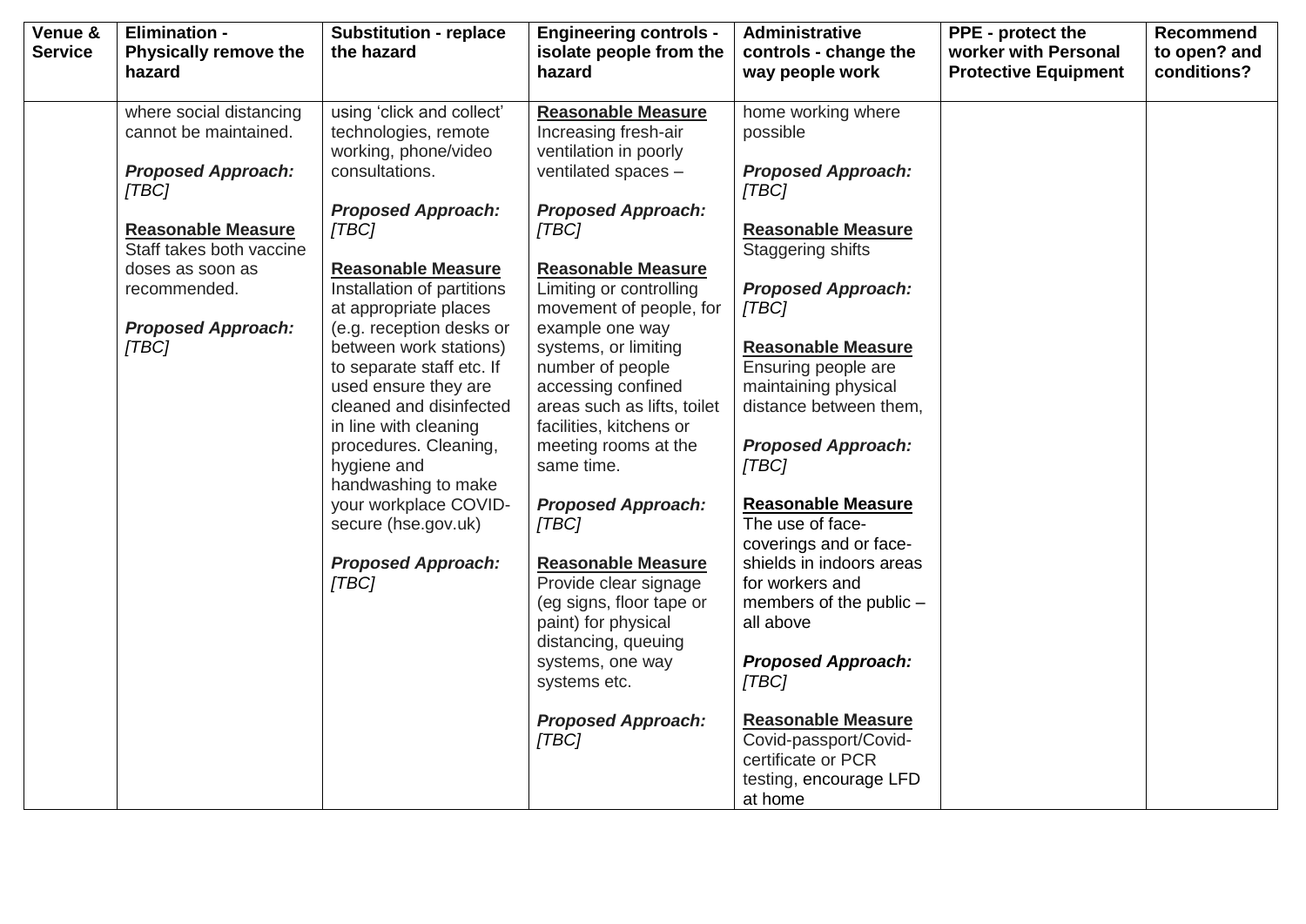| Venue & Service | Elimination - Physically remove the hazard | Substitution - replace the hazard | Engineering controls - isolate people from the hazard | Administrative controls - change the way people work | PPE - protect the worker with Personal Protective Equipment | Recommend to open? and conditions? |
|---|---|---|---|---|---|---|
| | where social distancing cannot be maintained.<br><br>***Proposed Approach: [TBC]***<br><br>**<u>Reasonable Measure</u>**<br>Staff takes both vaccine doses as soon as recommended.<br><br>***Proposed Approach: [TBC]*** | using 'click and collect' technologies, remote working, phone/video consultations.<br><br>***Proposed Approach: [TBC]***<br><br>**<u>Reasonable Measure</u>**<br>Installation of partitions at appropriate places (e.g. reception desks or between work stations) to separate staff etc. If used ensure they are cleaned and disinfected in line with cleaning procedures. Cleaning, hygiene and handwashing to make your workplace COVID-secure (hse.gov.uk)<br><br>***Proposed Approach: [TBC]*** | **<u>Reasonable Measure</u>**<br>Increasing fresh-air ventilation in poorly ventilated spaces –<br><br>***Proposed Approach: [TBC]***<br><br>**<u>Reasonable Measure</u>**<br>Limiting or controlling movement of people, for example one way systems, or limiting number of people accessing confined areas such as lifts, toilet facilities, kitchens or meeting rooms at the same time.<br><br>***Proposed Approach: [TBC]***<br><br>**<u>Reasonable Measure</u>**<br>Provide clear signage (eg signs, floor tape or paint) for physical distancing, queuing systems, one way systems etc.<br><br>***Proposed Approach: [TBC]*** | home working where possible<br><br>***Proposed Approach: [TBC]***<br><br>**<u>Reasonable Measure</u>**<br>Staggering shifts<br><br>***Proposed Approach: [TBC]***<br><br>**<u>Reasonable Measure</u>**<br>Ensuring people are maintaining physical distance between them,<br><br>***Proposed Approach: [TBC]***<br><br>**<u>Reasonable Measure</u>**<br>The use of face-coverings and or face-shields in indoors areas for workers and members of the public – all above<br><br>***Proposed Approach: [TBC]***<br><br>**<u>Reasonable Measure</u>**<br>Covid-passport/Covid-certificate or PCR testing, encourage LFD at home | | |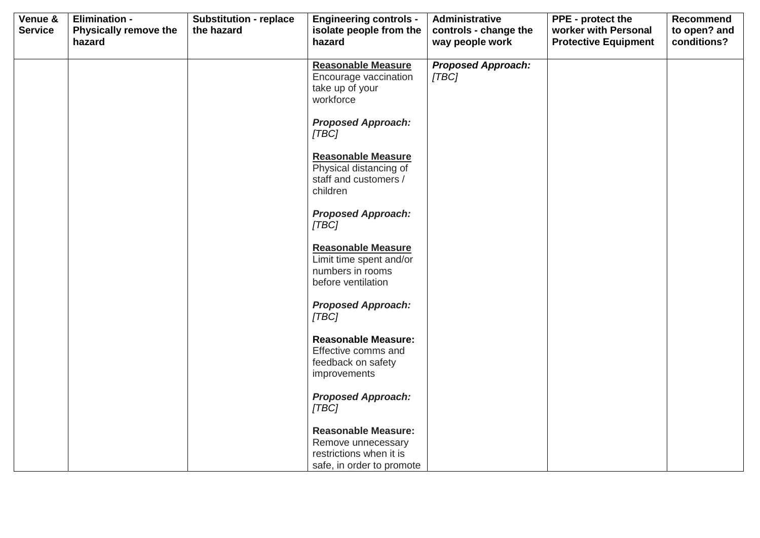| Venue & Service | Elimination - Physically remove the hazard | Substitution - replace the hazard | Engineering controls - isolate people from the hazard | Administrative controls - change the way people work | PPE - protect the worker with Personal Protective Equipment | Recommend to open? and conditions? |
|---|---|---|---|---|---|---|
| | | | **Reasonable Measure** Encourage vaccination take up of your workforce<br><br>***Proposed Approach:*** *[TBC]*<br><br>**Reasonable Measure** Physical distancing of staff and customers / children<br><br>***Proposed Approach:*** *[TBC]*<br><br>**Reasonable Measure** Limit time spent and/or numbers in rooms before ventilation<br><br>***Proposed Approach:*** *[TBC]*<br><br>**Reasonable Measure:** Effective comms and feedback on safety improvements<br><br>***Proposed Approach:*** *[TBC]*<br><br>**Reasonable Measure:** Remove unnecessary restrictions when it is safe, in order to promote | ***Proposed Approach:*** *[TBC]* | | |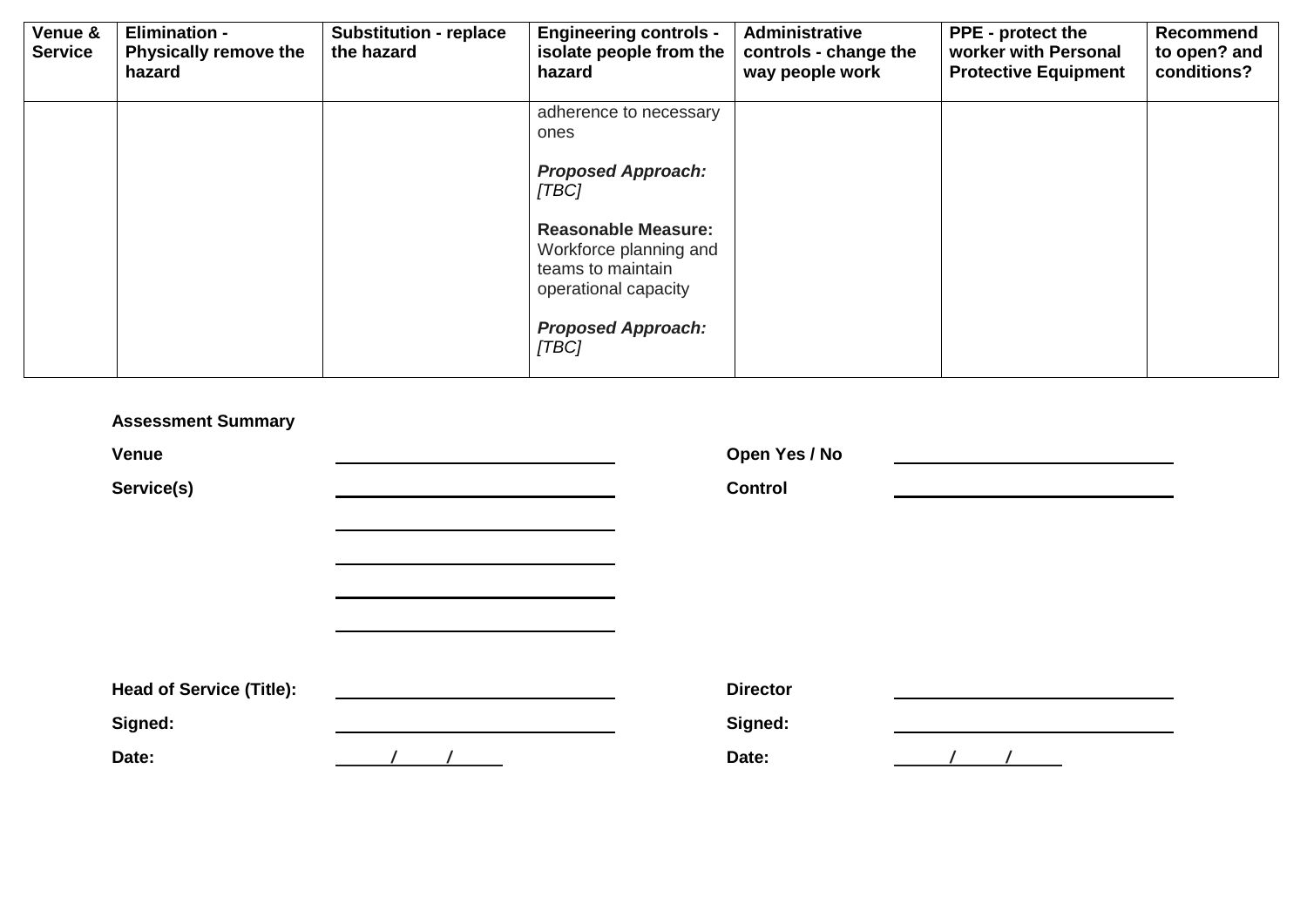| Venue & Service | Elimination - Physically remove the hazard | Substitution - replace the hazard | Engineering controls - isolate people from the hazard | Administrative controls - change the way people work | PPE - protect the worker with Personal Protective Equipment | Recommend to open? and conditions? |
|---|---|---|---|---|---|---|
| | | | adherence to necessary ones<br><br>***Proposed Approach:*** *[TBC]*<br><br>**Reasonable Measure:** Workforce planning and teams to maintain operational capacity<br><br>***Proposed Approach:*** *[TBC]* | | | |

**Assessment Summary**

**Venue** ______________________________ **Open Yes / No** ______________________________

**Service(s)** ______________________________ **Control** ______________________________

______________________________

______________________________

______________________________

______________________________

**Head of Service (Title):** ______________________________ **Director** ______________________________

**Signed:** ______________________________ **Signed:** ______________________________

**Date:** ____/____/____ **Date:** ____/____/____